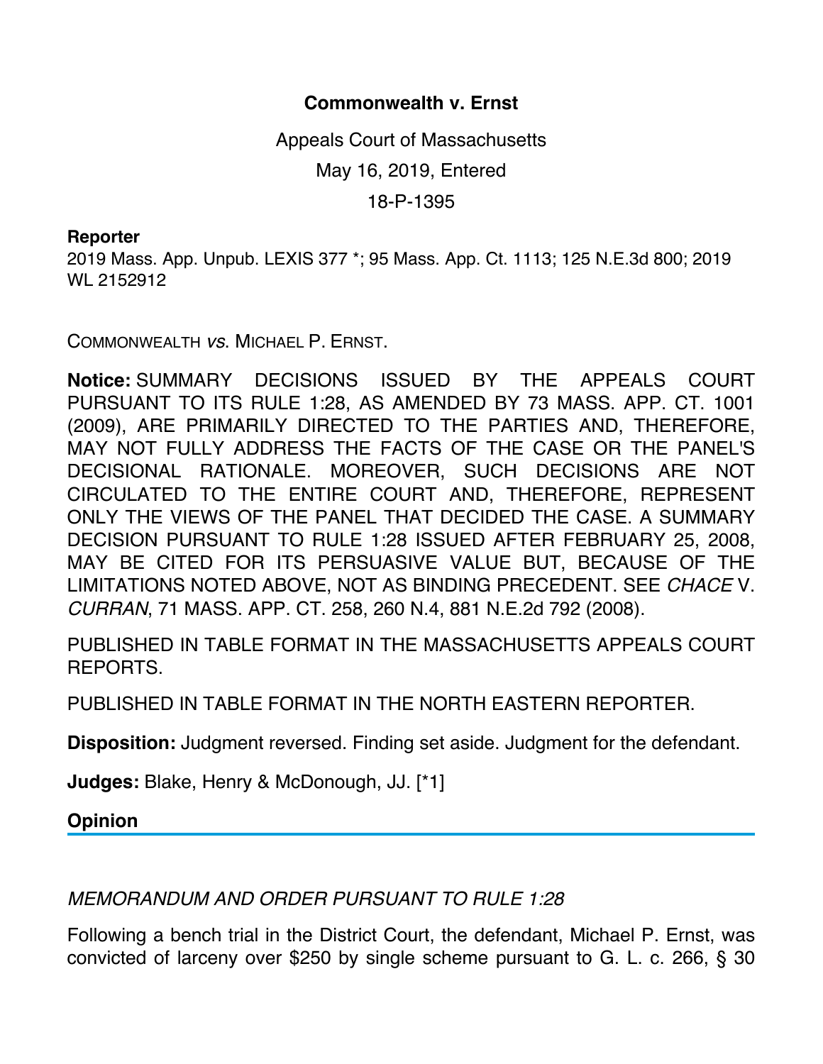# Commonwealth v. Ernst

Appeals Court of Massachusetts

May 16, 2019, Entered

18-P-1395

**Reporter**

2019 Mass. App. Unpub. LEXIS 377 *; 95 Mass. App. Ct. 1113; 125 N.E.3d 800; 2019 WL 2152912

COMMONWEALTH *vs.* MICHAEL P. ERNST.

**Notice:** SUMMARY DECISIONS ISSUED BY THE APPEALS COURT PURSUANT TO ITS RULE 1:28, AS AMENDED BY 73 MASS. APP. CT. 1001 (2009), ARE PRIMARILY DIRECTED TO THE PARTIES AND, THEREFORE, MAY NOT FULLY ADDRESS THE FACTS OF THE CASE OR THE PANEL'S DECISIONAL RATIONALE. MOREOVER, SUCH DECISIONS ARE NOT CIRCULATED TO THE ENTIRE COURT AND, THEREFORE, REPRESENT ONLY THE VIEWS OF THE PANEL THAT DECIDED THE CASE. A SUMMARY DECISION PURSUANT TO RULE 1:28 ISSUED AFTER FEBRUARY 25, 2008, MAY BE CITED FOR ITS PERSUASIVE VALUE BUT, BECAUSE OF THE LIMITATIONS NOTED ABOVE, NOT AS BINDING PRECEDENT. SEE *CHACE* V. *CURRAN*, 71 MASS. APP. CT. 258, 260 N.4, 881 N.E.2d 792 (2008).

PUBLISHED IN TABLE FORMAT IN THE MASSACHUSETTS APPEALS COURT REPORTS.

PUBLISHED IN TABLE FORMAT IN THE NORTH EASTERN REPORTER.

**Disposition:** Judgment reversed. Finding set aside. Judgment for the defendant.

**Judges:** Blake, Henry & McDonough, JJ. [*1]

## Opinion

*MEMORANDUM AND ORDER PURSUANT TO RULE 1:28*

Following a bench trial in the District Court, the defendant, Michael P. Ernst, was convicted of larceny over $250 by single scheme pursuant to G. L. c. 266, § 30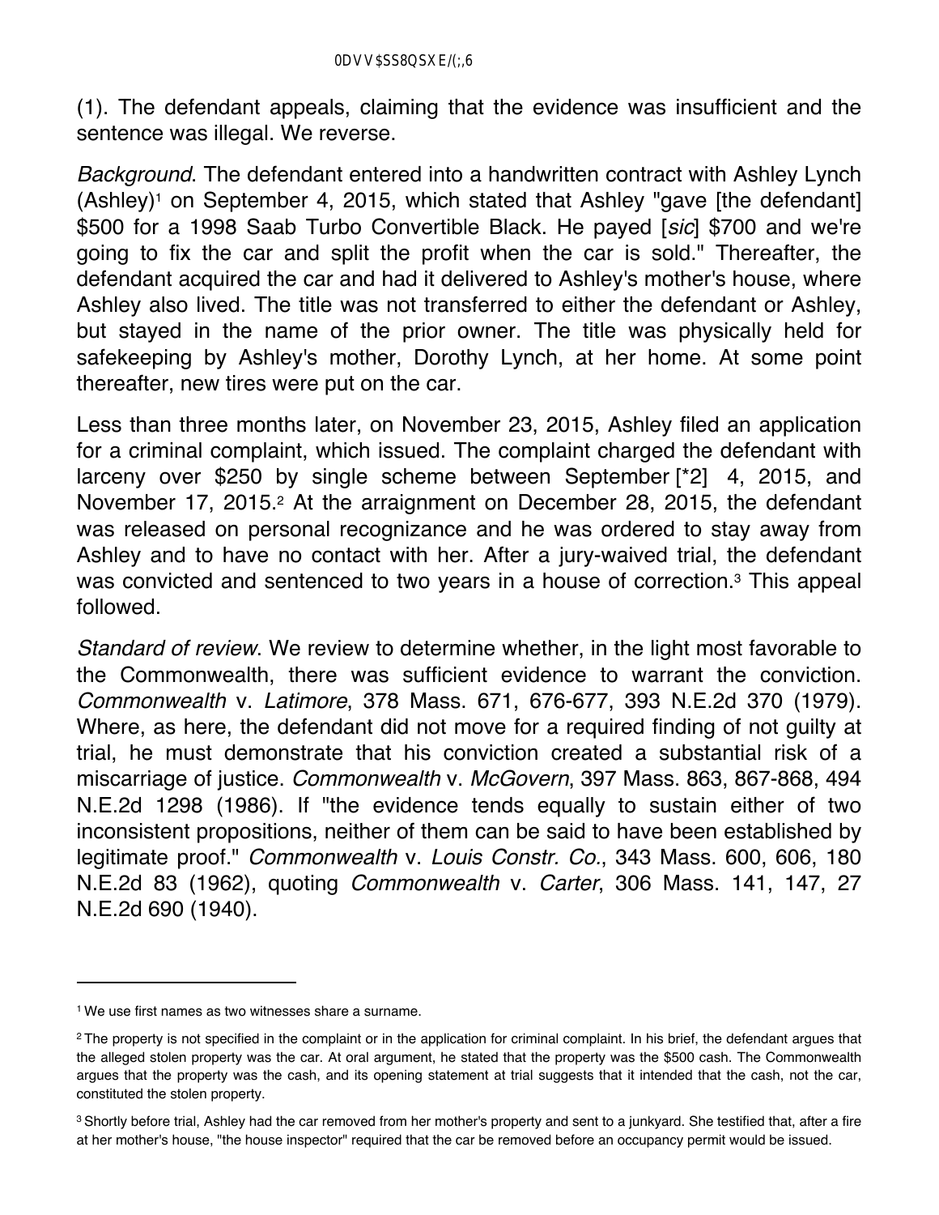(1). The defendant appeals, claiming that the evidence was insufficient and the sentence was illegal. We reverse.

*Background*. The defendant entered into a handwritten contract with Ashley Lynch (Ashley)[1] on September 4, 2015, which stated that Ashley "gave [the defendant] $500 for a 1998 Saab Turbo Convertible Black. He payed [*sic*] $700 and we're going to fix the car and split the profit when the car is sold." Thereafter, the defendant acquired the car and had it delivered to Ashley's mother's house, where Ashley also lived. The title was not transferred to either the defendant or Ashley, but stayed in the name of the prior owner. The title was physically held for safekeeping by Ashley's mother, Dorothy Lynch, at her home. At some point thereafter, new tires were put on the car.

Less than three months later, on November 23, 2015, Ashley filed an application for a criminal complaint, which issued. The complaint charged the defendant with larceny over $250 by single scheme between September [*2] 4, 2015, and November 17, 2015.[2] At the arraignment on December 28, 2015, the defendant was released on personal recognizance and he was ordered to stay away from Ashley and to have no contact with her. After a jury-waived trial, the defendant was convicted and sentenced to two years in a house of correction.[3] This appeal followed.

*Standard of review*. We review to determine whether, in the light most favorable to the Commonwealth, there was sufficient evidence to warrant the conviction. *Commonwealth* v. *Latimore*, 378 Mass. 671, 676-677, 393 N.E.2d 370 (1979). Where, as here, the defendant did not move for a required finding of not guilty at trial, he must demonstrate that his conviction created a substantial risk of a miscarriage of justice. *Commonwealth* v. *McGovern*, 397 Mass. 863, 867-868, 494 N.E.2d 1298 (1986). If "the evidence tends equally to sustain either of two inconsistent propositions, neither of them can be said to have been established by legitimate proof." *Commonwealth* v. *Louis Constr. Co.*, 343 Mass. 600, 606, 180 N.E.2d 83 (1962), quoting *Commonwealth* v. *Carter*, 306 Mass. 141, 147, 27 N.E.2d 690 (1940).

---

[1] We use first names as two witnesses share a surname.

[2] The property is not specified in the complaint or in the application for criminal complaint. In his brief, the defendant argues that the alleged stolen property was the car. At oral argument, he stated that the property was the $500 cash. The Commonwealth argues that the property was the cash, and its opening statement at trial suggests that it intended that the cash, not the car, constituted the stolen property.

[3] Shortly before trial, Ashley had the car removed from her mother's property and sent to a junkyard. She testified that, after a fire at her mother's house, "the house inspector" required that the car be removed before an occupancy permit would be issued.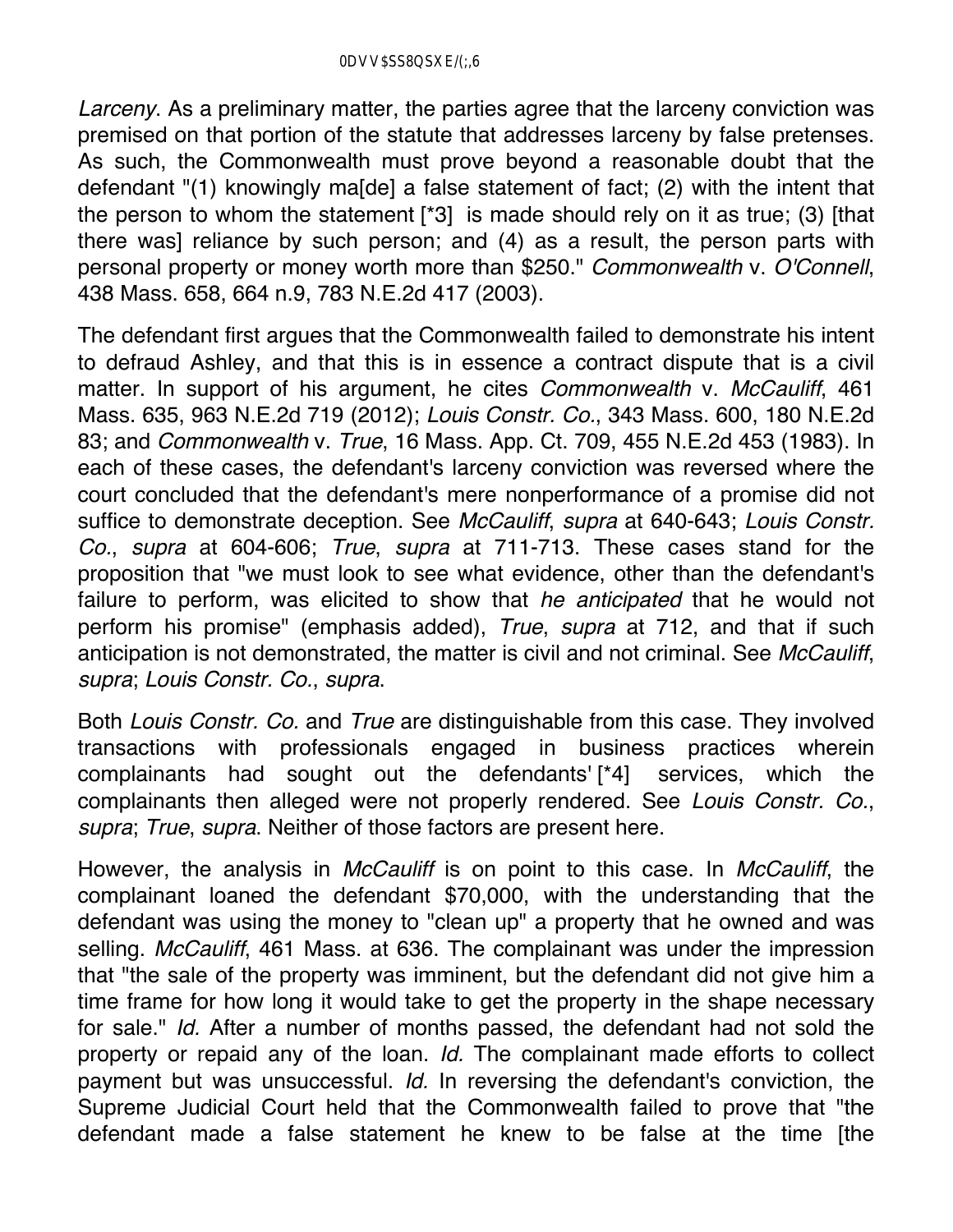*Larceny*. As a preliminary matter, the parties agree that the larceny conviction was premised on that portion of the statute that addresses larceny by false pretenses. As such, the Commonwealth must prove beyond a reasonable doubt that the defendant "(1) knowingly ma[de] a false statement of fact; (2) with the intent that the person to whom the statement [*3] is made should rely on it as true; (3) [that there was] reliance by such person; and (4) as a result, the person parts with personal property or money worth more than $250." *Commonwealth* v. *O'Connell*, 438 Mass. 658, 664 n.9, 783 N.E.2d 417 (2003).

The defendant first argues that the Commonwealth failed to demonstrate his intent to defraud Ashley, and that this is in essence a contract dispute that is a civil matter. In support of his argument, he cites *Commonwealth* v. *McCauliff*, 461 Mass. 635, 963 N.E.2d 719 (2012); *Louis Constr. Co.*, 343 Mass. 600, 180 N.E.2d 83; and *Commonwealth* v. *True*, 16 Mass. App. Ct. 709, 455 N.E.2d 453 (1983). In each of these cases, the defendant's larceny conviction was reversed where the court concluded that the defendant's mere nonperformance of a promise did not suffice to demonstrate deception. See *McCauliff*, *supra* at 640-643; *Louis Constr. Co.*, *supra* at 604-606; *True*, *supra* at 711-713. These cases stand for the proposition that "we must look to see what evidence, other than the defendant's failure to perform, was elicited to show that *he anticipated* that he would not perform his promise" (emphasis added), *True*, *supra* at 712, and that if such anticipation is not demonstrated, the matter is civil and not criminal. See *McCauliff*, *supra*; *Louis Constr. Co.*, *supra*.

Both *Louis Constr. Co.* and *True* are distinguishable from this case. They involved transactions with professionals engaged in business practices wherein complainants had sought out the defendants' [*4] services, which the complainants then alleged were not properly rendered. See *Louis Constr. Co.*, *supra*; *True*, *supra*. Neither of those factors are present here.

However, the analysis in *McCauliff* is on point to this case. In *McCauliff*, the complainant loaned the defendant $70,000, with the understanding that the defendant was using the money to "clean up" a property that he owned and was selling. *McCauliff*, 461 Mass. at 636. The complainant was under the impression that "the sale of the property was imminent, but the defendant did not give him a time frame for how long it would take to get the property in the shape necessary for sale." *Id.* After a number of months passed, the defendant had not sold the property or repaid any of the loan. *Id.* The complainant made efforts to collect payment but was unsuccessful. *Id.* In reversing the defendant's conviction, the Supreme Judicial Court held that the Commonwealth failed to prove that "the defendant made a false statement he knew to be false at the time [the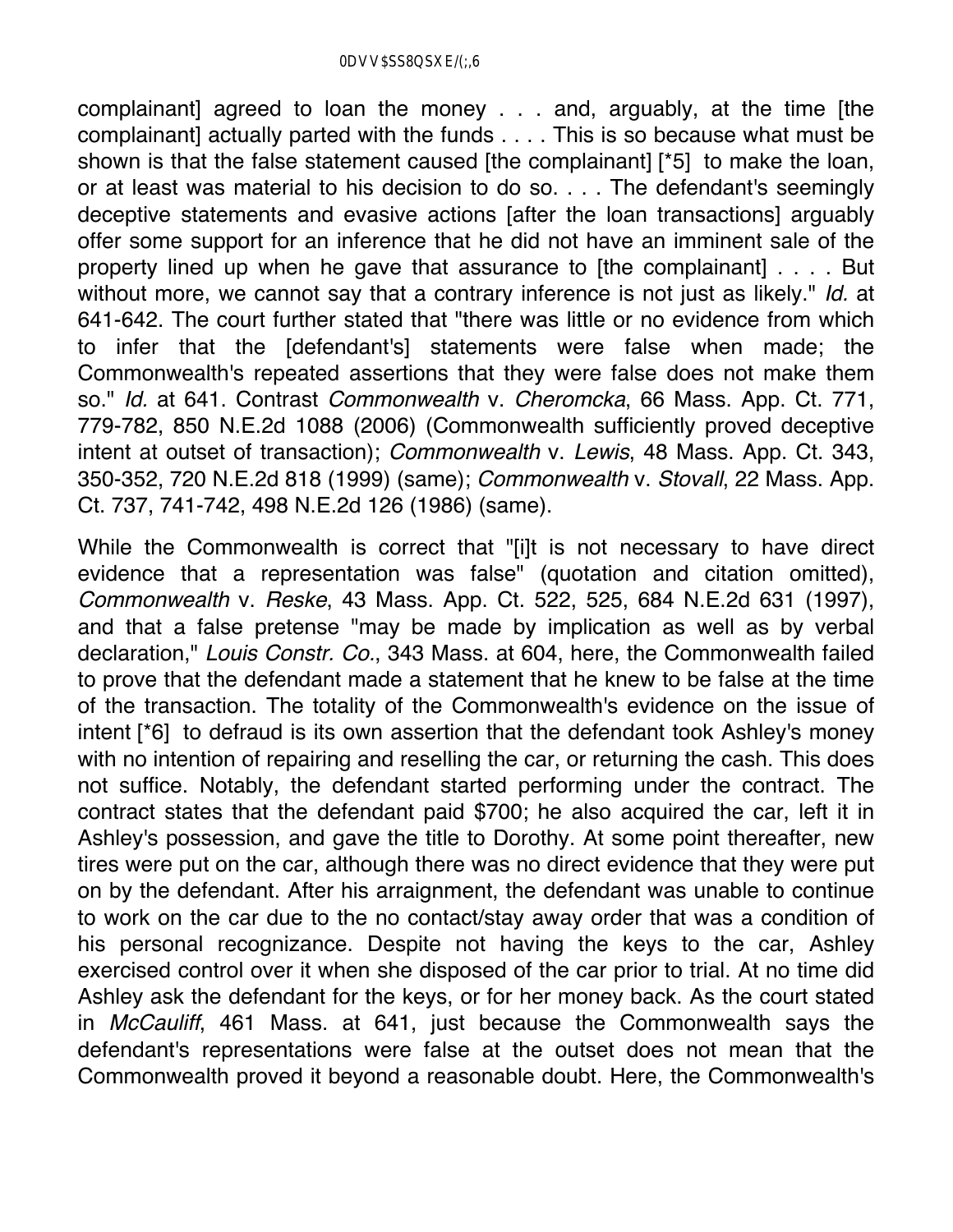complainant] agreed to loan the money . . . and, arguably, at the time [the complainant] actually parted with the funds . . . . This is so because what must be shown is that the false statement caused [the complainant] [*5] to make the loan, or at least was material to his decision to do so. . . . The defendant's seemingly deceptive statements and evasive actions [after the loan transactions] arguably offer some support for an inference that he did not have an imminent sale of the property lined up when he gave that assurance to [the complainant] . . . . But without more, we cannot say that a contrary inference is not just as likely." *Id.* at 641-642. The court further stated that "there was little or no evidence from which to infer that the [defendant's] statements were false when made; the Commonwealth's repeated assertions that they were false does not make them so." *Id.* at 641. Contrast *Commonwealth* v. *Cheromcka*, 66 Mass. App. Ct. 771, 779-782, 850 N.E.2d 1088 (2006) (Commonwealth sufficiently proved deceptive intent at outset of transaction); *Commonwealth* v. *Lewis*, 48 Mass. App. Ct. 343, 350-352, 720 N.E.2d 818 (1999) (same); *Commonwealth* v. *Stovall*, 22 Mass. App. Ct. 737, 741-742, 498 N.E.2d 126 (1986) (same).

While the Commonwealth is correct that "[i]t is not necessary to have direct evidence that a representation was false" (quotation and citation omitted), *Commonwealth* v. *Reske*, 43 Mass. App. Ct. 522, 525, 684 N.E.2d 631 (1997), and that a false pretense "may be made by implication as well as by verbal declaration," *Louis Constr. Co.*, 343 Mass. at 604, here, the Commonwealth failed to prove that the defendant made a statement that he knew to be false at the time of the transaction. The totality of the Commonwealth's evidence on the issue of intent [*6] to defraud is its own assertion that the defendant took Ashley's money with no intention of repairing and reselling the car, or returning the cash. This does not suffice. Notably, the defendant started performing under the contract. The contract states that the defendant paid $700; he also acquired the car, left it in Ashley's possession, and gave the title to Dorothy. At some point thereafter, new tires were put on the car, although there was no direct evidence that they were put on by the defendant. After his arraignment, the defendant was unable to continue to work on the car due to the no contact/stay away order that was a condition of his personal recognizance. Despite not having the keys to the car, Ashley exercised control over it when she disposed of the car prior to trial. At no time did Ashley ask the defendant for the keys, or for her money back. As the court stated in *McCauliff*, 461 Mass. at 641, just because the Commonwealth says the defendant's representations were false at the outset does not mean that the Commonwealth proved it beyond a reasonable doubt. Here, the Commonwealth's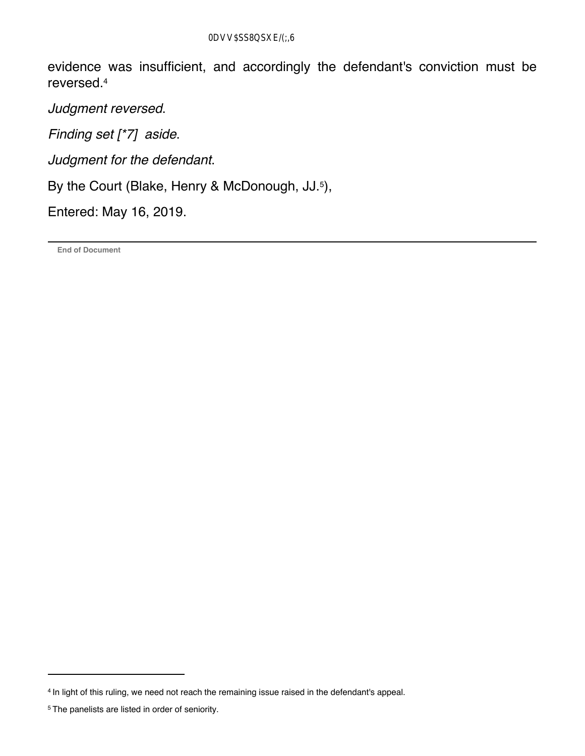evidence was insufficient, and accordingly the defendant's conviction must be reversed.[4]

*Judgment reversed*.

*Finding set [*7] aside*.

*Judgment for the defendant*.

By the Court (Blake, Henry & McDonough, JJ.[5]),

Entered: May 16, 2019.

---

End of Document

---

[4] In light of this ruling, we need not reach the remaining issue raised in the defendant's appeal.

[5] The panelists are listed in order of seniority.